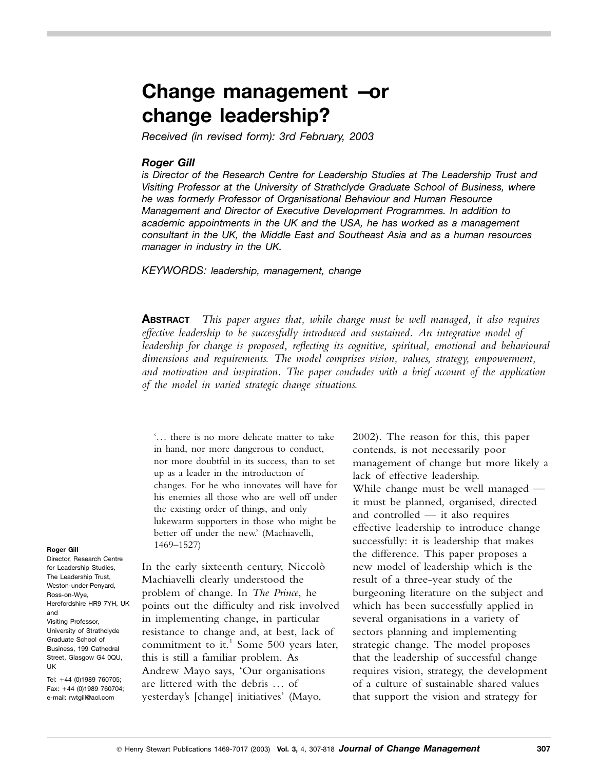# Change management – or change leadership?

*Received (in revised form): 3rd February, 2003*

### *Roger Gill*

*is Director of the Research Centre for Leadership Studies at The Leadership Trust and Visiting Professor at the University of Strathclyde Graduate School of Business, where he was formerly Professor of Organisational Behaviour and Human Resource Management and Director of Executive Development Programmes. In addition to academic appointments in the UK and the USA, he has worked as a management consultant in the UK, the Middle East and Southeast Asia and as a human resources manager in industry in the UK.*

*KEYWORDS: leadership, management, change*

**Abstract** *This paper argues that, while change must be well managed, it also requires effective leadership to be successfully introduced and sustained. An integrative model of leadership for change is proposed, reflecting its cognitive, spiritual, emotional and behavioural dimensions and requirements. The model comprises vision, values, strategy, empowerment, and motivation and inspiration. The paper concludes with a brief account of the application of the model in varied strategic change situations.*

**Roger Gill**
Director, Research Centre for Leadership Studies, The Leadership Trust, Weston-under-Penyard, Ross-on-Wye, Herefordshire HR9 7YH, UK
and
Visiting Professor, University of Strathclyde Graduate School of Business, 199 Cathedral Street, Glasgow G4 0QU, UK

Tel: +44 (0)1989 760705; Fax: +44 (0)1989 760704; e-mail: rwtgill@aol.com

> '… there is no more delicate matter to take in hand, nor more dangerous to conduct, nor more doubtful in its success, than to set up as a leader in the introduction of changes. For he who innovates will have for his enemies all those who are well off under the existing order of things, and only lukewarm supporters in those who might be better off under the new.' (Machiavelli, 1469–1527)

In the early sixteenth century, Niccolò Machiavelli clearly understood the problem of change. In *The Prince*, he points out the difficulty and risk involved in implementing change, in particular resistance to change and, at best, lack of commitment to it.[1] Some 500 years later, this is still a familiar problem. As Andrew Mayo says, 'Our organisations are littered with the debris … of yesterday's [change] initiatives' (Mayo, 2002). The reason for this, this paper contends, is not necessarily poor management of change but more likely a lack of effective leadership.

While change must be well managed — it must be planned, organised, directed and controlled — it also requires effective leadership to introduce change successfully: it is leadership that makes the difference. This paper proposes a new model of leadership which is the result of a three-year study of the burgeoning literature on the subject and which has been successfully applied in several organisations in a variety of sectors planning and implementing strategic change. The model proposes that the leadership of successful change requires vision, strategy, the development of a culture of sustainable shared values that support the vision and strategy for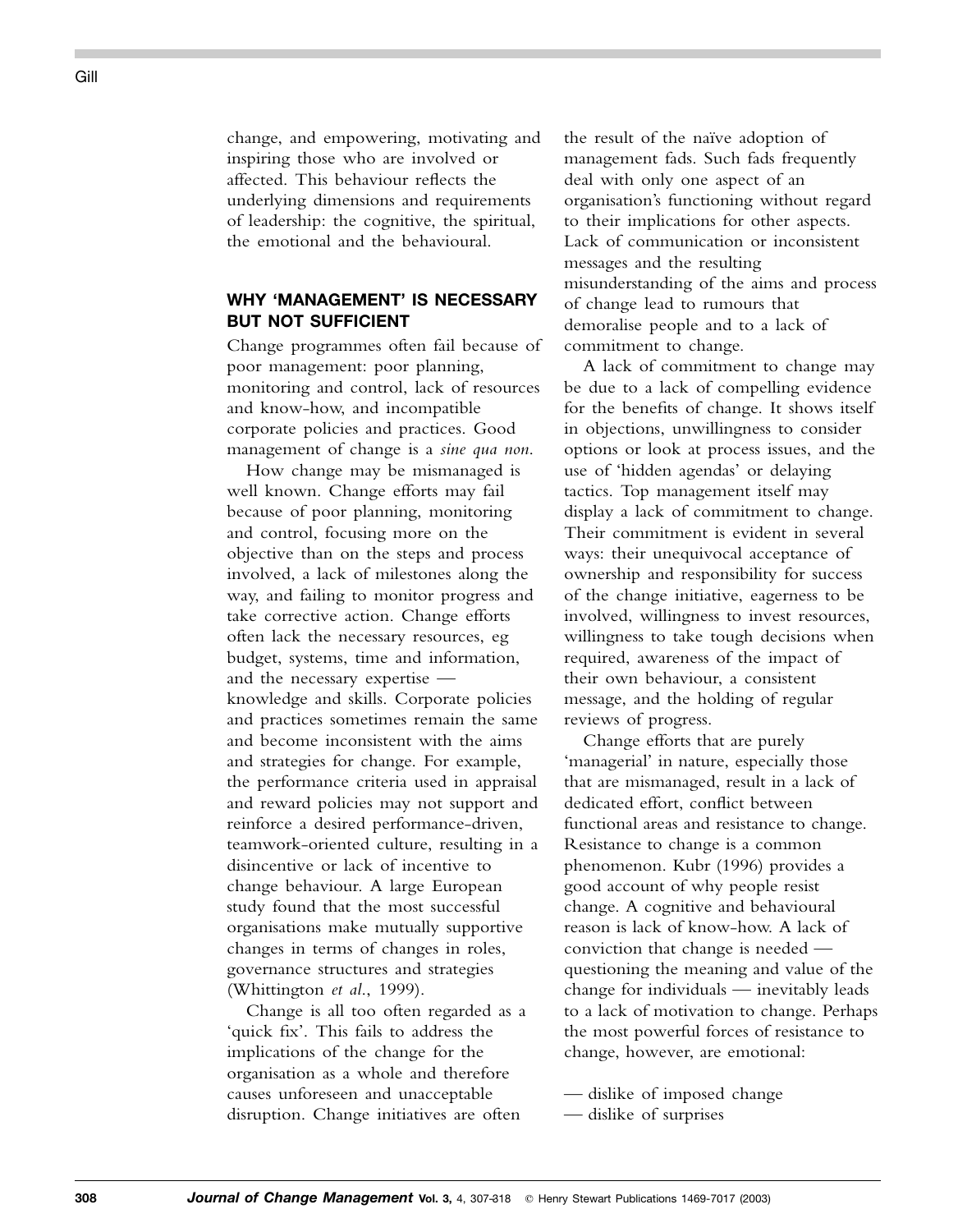change, and empowering, motivating and inspiring those who are involved or affected. This behaviour reflects the underlying dimensions and requirements of leadership: the cognitive, the spiritual, the emotional and the behavioural.

## WHY 'MANAGEMENT' IS NECESSARY BUT NOT SUFFICIENT

Change programmes often fail because of poor management: poor planning, monitoring and control, lack of resources and know-how, and incompatible corporate policies and practices. Good management of change is a *sine qua non*.

How change may be mismanaged is well known. Change efforts may fail because of poor planning, monitoring and control, focusing more on the objective than on the steps and process involved, a lack of milestones along the way, and failing to monitor progress and take corrective action. Change efforts often lack the necessary resources, eg budget, systems, time and information, and the necessary expertise — knowledge and skills. Corporate policies and practices sometimes remain the same and become inconsistent with the aims and strategies for change. For example, the performance criteria used in appraisal and reward policies may not support and reinforce a desired performance-driven, teamwork-oriented culture, resulting in a disincentive or lack of incentive to change behaviour. A large European study found that the most successful organisations make mutually supportive changes in terms of changes in roles, governance structures and strategies (Whittington *et al*., 1999).

Change is all too often regarded as a 'quick fix'. This fails to address the implications of the change for the organisation as a whole and therefore causes unforeseen and unacceptable disruption. Change initiatives are often the result of the naïve adoption of management fads. Such fads frequently deal with only one aspect of an organisation's functioning without regard to their implications for other aspects. Lack of communication or inconsistent messages and the resulting misunderstanding of the aims and process of change lead to rumours that demoralise people and to a lack of commitment to change.

A lack of commitment to change may be due to a lack of compelling evidence for the benefits of change. It shows itself in objections, unwillingness to consider options or look at process issues, and the use of 'hidden agendas' or delaying tactics. Top management itself may display a lack of commitment to change. Their commitment is evident in several ways: their unequivocal acceptance of ownership and responsibility for success of the change initiative, eagerness to be involved, willingness to invest resources, willingness to take tough decisions when required, awareness of the impact of their own behaviour, a consistent message, and the holding of regular reviews of progress.

Change efforts that are purely 'managerial' in nature, especially those that are mismanaged, result in a lack of dedicated effort, conflict between functional areas and resistance to change. Resistance to change is a common phenomenon. Kubr (1996) provides a good account of why people resist change. A cognitive and behavioural reason is lack of know-how. A lack of conviction that change is needed — questioning the meaning and value of the change for individuals — inevitably leads to a lack of motivation to change. Perhaps the most powerful forces of resistance to change, however, are emotional:

— dislike of imposed change
— dislike of surprises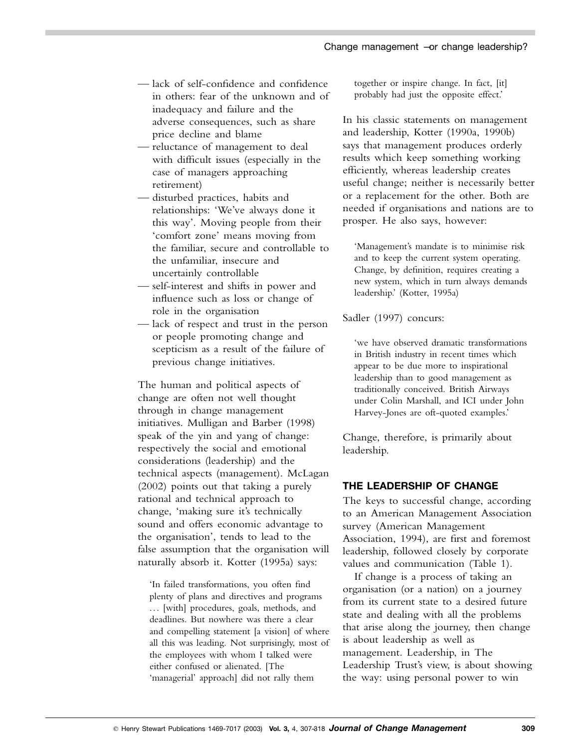- lack of self-confidence and confidence in others: fear of the unknown and of inadequacy and failure and the adverse consequences, such as share price decline and blame
- reluctance of management to deal with difficult issues (especially in the case of managers approaching retirement)
- disturbed practices, habits and relationships: 'We've always done it this way'. Moving people from their 'comfort zone' means moving from the familiar, secure and controllable to the unfamiliar, insecure and uncertainly controllable
- self-interest and shifts in power and influence such as loss or change of role in the organisation
- lack of respect and trust in the person or people promoting change and scepticism as a result of the failure of previous change initiatives.

The human and political aspects of change are often not well thought through in change management initiatives. Mulligan and Barber (1998) speak of the yin and yang of change: respectively the social and emotional considerations (leadership) and the technical aspects (management). McLagan (2002) points out that taking a purely rational and technical approach to change, 'making sure it's technically sound and offers economic advantage to the organisation', tends to lead to the false assumption that the organisation will naturally absorb it. Kotter (1995a) says:

> 'In failed transformations, you often find plenty of plans and directives and programs … [with] procedures, goals, methods, and deadlines. But nowhere was there a clear and compelling statement [a vision] of where all this was leading. Not surprisingly, most of the employees with whom I talked were either confused or alienated. [The 'managerial' approach] did not rally them together or inspire change. In fact, [it] probably had just the opposite effect.'

In his classic statements on management and leadership, Kotter (1990a, 1990b) says that management produces orderly results which keep something working efficiently, whereas leadership creates useful change; neither is necessarily better or a replacement for the other. Both are needed if organisations and nations are to prosper. He also says, however:

> 'Management's mandate is to minimise risk and to keep the current system operating. Change, by definition, requires creating a new system, which in turn always demands leadership.' (Kotter, 1995a)

Sadler (1997) concurs:

> 'we have observed dramatic transformations in British industry in recent times which appear to be due more to inspirational leadership than to good management as traditionally conceived. British Airways under Colin Marshall, and ICI under John Harvey-Jones are oft-quoted examples.'

Change, therefore, is primarily about leadership.

## THE LEADERSHIP OF CHANGE

The keys to successful change, according to an American Management Association survey (American Management Association, 1994), are first and foremost leadership, followed closely by corporate values and communication (Table 1).

If change is a process of taking an organisation (or a nation) on a journey from its current state to a desired future state and dealing with all the problems that arise along the journey, then change is about leadership as well as management. Leadership, in The Leadership Trust's view, is about showing the way: using personal power to win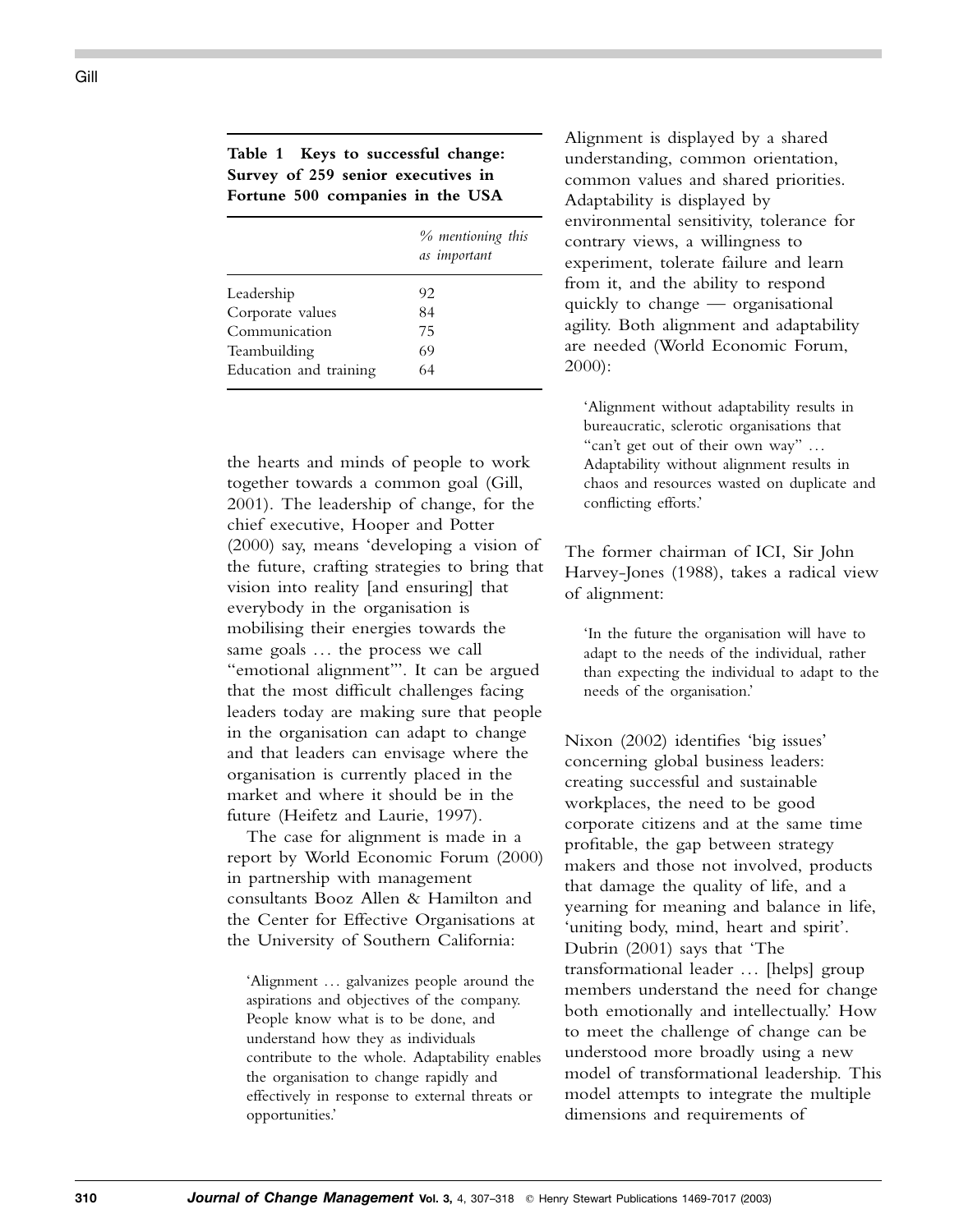**Table 1 Keys to successful change: Survey of 259 senior executives in Fortune 500 companies in the USA**

| | *% mentioning this as important* |
|---|---|
| Leadership | 92 |
| Corporate values | 84 |
| Communication | 75 |
| Teambuilding | 69 |
| Education and training | 64 |

the hearts and minds of people to work together towards a common goal (Gill, 2001). The leadership of change, for the chief executive, Hooper and Potter (2000) say, means 'developing a vision of the future, crafting strategies to bring that vision into reality [and ensuring] that everybody in the organisation is mobilising their energies towards the same goals … the process we call "emotional alignment"'. It can be argued that the most difficult challenges facing leaders today are making sure that people in the organisation can adapt to change and that leaders can envisage where the organisation is currently placed in the market and where it should be in the future (Heifetz and Laurie, 1997).

The case for alignment is made in a report by World Economic Forum (2000) in partnership with management consultants Booz Allen & Hamilton and the Center for Effective Organisations at the University of Southern California:

> 'Alignment … galvanizes people around the aspirations and objectives of the company. People know what is to be done, and understand how they as individuals contribute to the whole. Adaptability enables the organisation to change rapidly and effectively in response to external threats or opportunities.'

Alignment is displayed by a shared understanding, common orientation, common values and shared priorities. Adaptability is displayed by environmental sensitivity, tolerance for contrary views, a willingness to experiment, tolerate failure and learn from it, and the ability to respond quickly to change — organisational agility. Both alignment and adaptability are needed (World Economic Forum, 2000):

> 'Alignment without adaptability results in bureaucratic, sclerotic organisations that "can't get out of their own way" … Adaptability without alignment results in chaos and resources wasted on duplicate and conflicting efforts.'

The former chairman of ICI, Sir John Harvey-Jones (1988), takes a radical view of alignment:

> 'In the future the organisation will have to adapt to the needs of the individual, rather than expecting the individual to adapt to the needs of the organisation.'

Nixon (2002) identifies 'big issues' concerning global business leaders: creating successful and sustainable workplaces, the need to be good corporate citizens and at the same time profitable, the gap between strategy makers and those not involved, products that damage the quality of life, and a yearning for meaning and balance in life, 'uniting body, mind, heart and spirit'. Dubrin (2001) says that 'The transformational leader … [helps] group members understand the need for change both emotionally and intellectually.' How to meet the challenge of change can be understood more broadly using a new model of transformational leadership. This model attempts to integrate the multiple dimensions and requirements of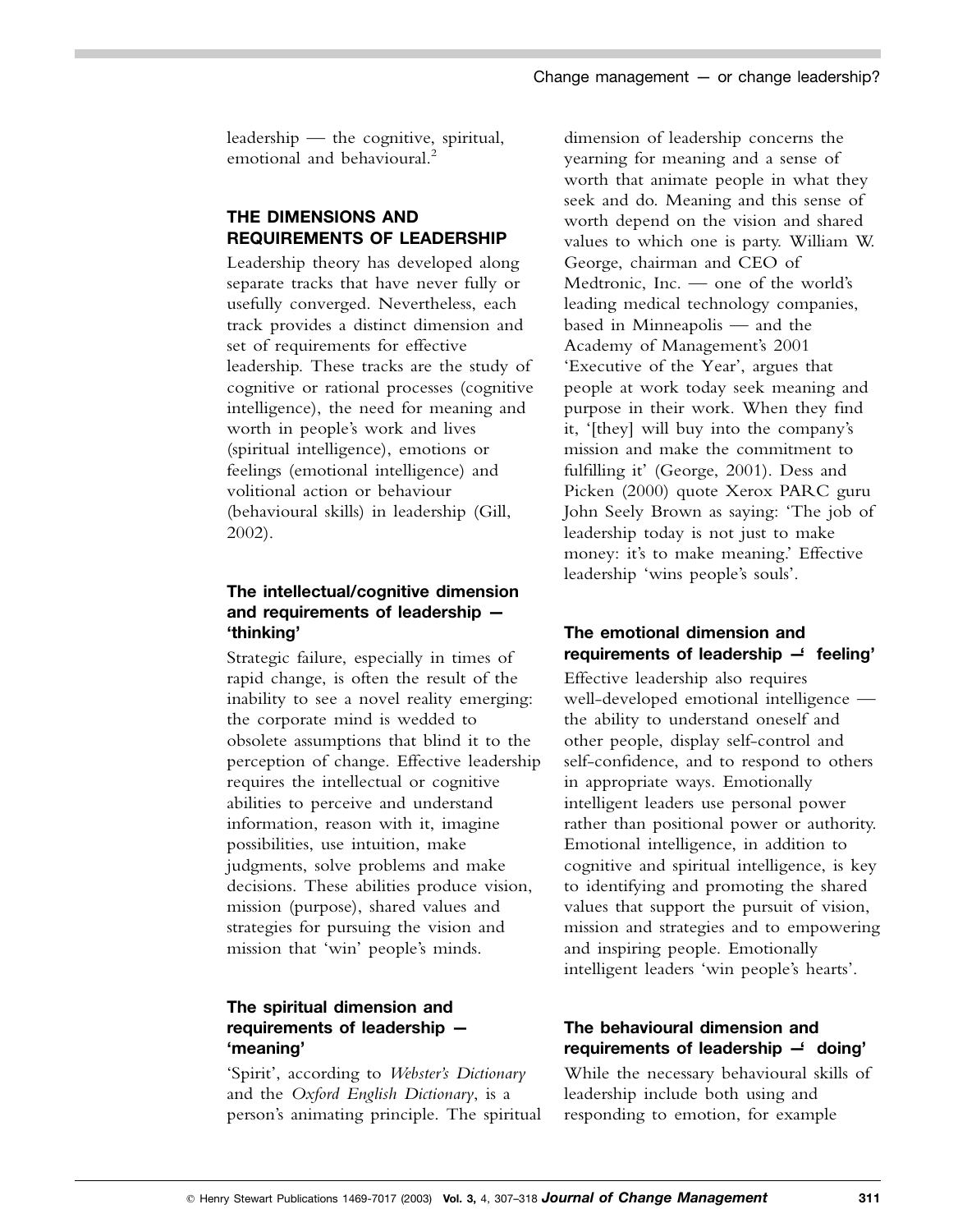leadership — the cognitive, spiritual, emotional and behavioural.[2]

## THE DIMENSIONS AND REQUIREMENTS OF LEADERSHIP

Leadership theory has developed along separate tracks that have never fully or usefully converged. Nevertheless, each track provides a distinct dimension and set of requirements for effective leadership. These tracks are the study of cognitive or rational processes (cognitive intelligence), the need for meaning and worth in people's work and lives (spiritual intelligence), emotions or feelings (emotional intelligence) and volitional action or behaviour (behavioural skills) in leadership (Gill, 2002).

### The intellectual/cognitive dimension and requirements of leadership — 'thinking'

Strategic failure, especially in times of rapid change, is often the result of the inability to see a novel reality emerging: the corporate mind is wedded to obsolete assumptions that blind it to the perception of change. Effective leadership requires the intellectual or cognitive abilities to perceive and understand information, reason with it, imagine possibilities, use intuition, make judgments, solve problems and make decisions. These abilities produce vision, mission (purpose), shared values and strategies for pursuing the vision and mission that 'win' people's minds.

### The spiritual dimension and requirements of leadership — 'meaning'

'Spirit', according to *Webster's Dictionary* and the *Oxford English Dictionary*, is a person's animating principle. The spiritual dimension of leadership concerns the yearning for meaning and a sense of worth that animate people in what they seek and do. Meaning and this sense of worth depend on the vision and shared values to which one is party. William W. George, chairman and CEO of Medtronic, Inc. — one of the world's leading medical technology companies, based in Minneapolis — and the Academy of Management's 2001 'Executive of the Year', argues that people at work today seek meaning and purpose in their work. When they find it, '[they] will buy into the company's mission and make the commitment to fulfilling it' (George, 2001). Dess and Picken (2000) quote Xerox PARC guru John Seely Brown as saying: 'The job of leadership today is not just to make money: it's to make meaning.' Effective leadership 'wins people's souls'.

### The emotional dimension and requirements of leadership — 'feeling'

Effective leadership also requires well-developed emotional intelligence — the ability to understand oneself and other people, display self-control and self-confidence, and to respond to others in appropriate ways. Emotionally intelligent leaders use personal power rather than positional power or authority. Emotional intelligence, in addition to cognitive and spiritual intelligence, is key to identifying and promoting the shared values that support the pursuit of vision, mission and strategies and to empowering and inspiring people. Emotionally intelligent leaders 'win people's hearts'.

### The behavioural dimension and requirements of leadership — 'doing'

While the necessary behavioural skills of leadership include both using and responding to emotion, for example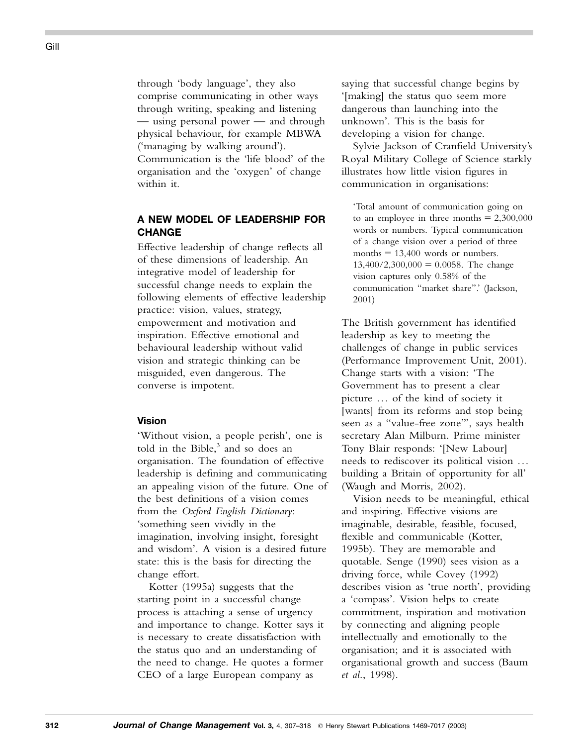through 'body language', they also comprise communicating in other ways through writing, speaking and listening — using personal power — and through physical behaviour, for example MBWA ('managing by walking around'). Communication is the 'life blood' of the organisation and the 'oxygen' of change within it.

## A NEW MODEL OF LEADERSHIP FOR CHANGE

Effective leadership of change reflects all of these dimensions of leadership. An integrative model of leadership for successful change needs to explain the following elements of effective leadership practice: vision, values, strategy, empowerment and motivation and inspiration. Effective emotional and behavioural leadership without valid vision and strategic thinking can be misguided, even dangerous. The converse is impotent.

### Vision

'Without vision, a people perish', one is told in the Bible,[3] and so does an organisation. The foundation of effective leadership is defining and communicating an appealing vision of the future. One of the best definitions of a vision comes from the *Oxford English Dictionary*: 'something seen vividly in the imagination, involving insight, foresight and wisdom'. A vision is a desired future state: this is the basis for directing the change effort.

Kotter (1995a) suggests that the starting point in a successful change process is attaching a sense of urgency and importance to change. Kotter says it is necessary to create dissatisfaction with the status quo and an understanding of the need to change. He quotes a former CEO of a large European company as saying that successful change begins by '[making] the status quo seem more dangerous than launching into the unknown'. This is the basis for developing a vision for change.

Sylvie Jackson of Cranfield University's Royal Military College of Science starkly illustrates how little vision figures in communication in organisations:

> 'Total amount of communication going on to an employee in three months = 2,300,000 words or numbers. Typical communication of a change vision over a period of three months = 13,400 words or numbers. 13,400/2,300,000 = 0.0058. The change vision captures only 0.58% of the communication "market share"'. (Jackson, 2001)

The British government has identified leadership as key to meeting the challenges of change in public services (Performance Improvement Unit, 2001). Change starts with a vision: 'The Government has to present a clear picture … of the kind of society it [wants] from its reforms and stop being seen as a "value-free zone"', says health secretary Alan Milburn. Prime minister Tony Blair responds: '[New Labour] needs to rediscover its political vision … building a Britain of opportunity for all' (Waugh and Morris, 2002).

Vision needs to be meaningful, ethical and inspiring. Effective visions are imaginable, desirable, feasible, focused, flexible and communicable (Kotter, 1995b). They are memorable and quotable. Senge (1990) sees vision as a driving force, while Covey (1992) describes vision as 'true north', providing a 'compass'. Vision helps to create commitment, inspiration and motivation by connecting and aligning people intellectually and emotionally to the organisation; and it is associated with organisational growth and success (Baum *et al*., 1998).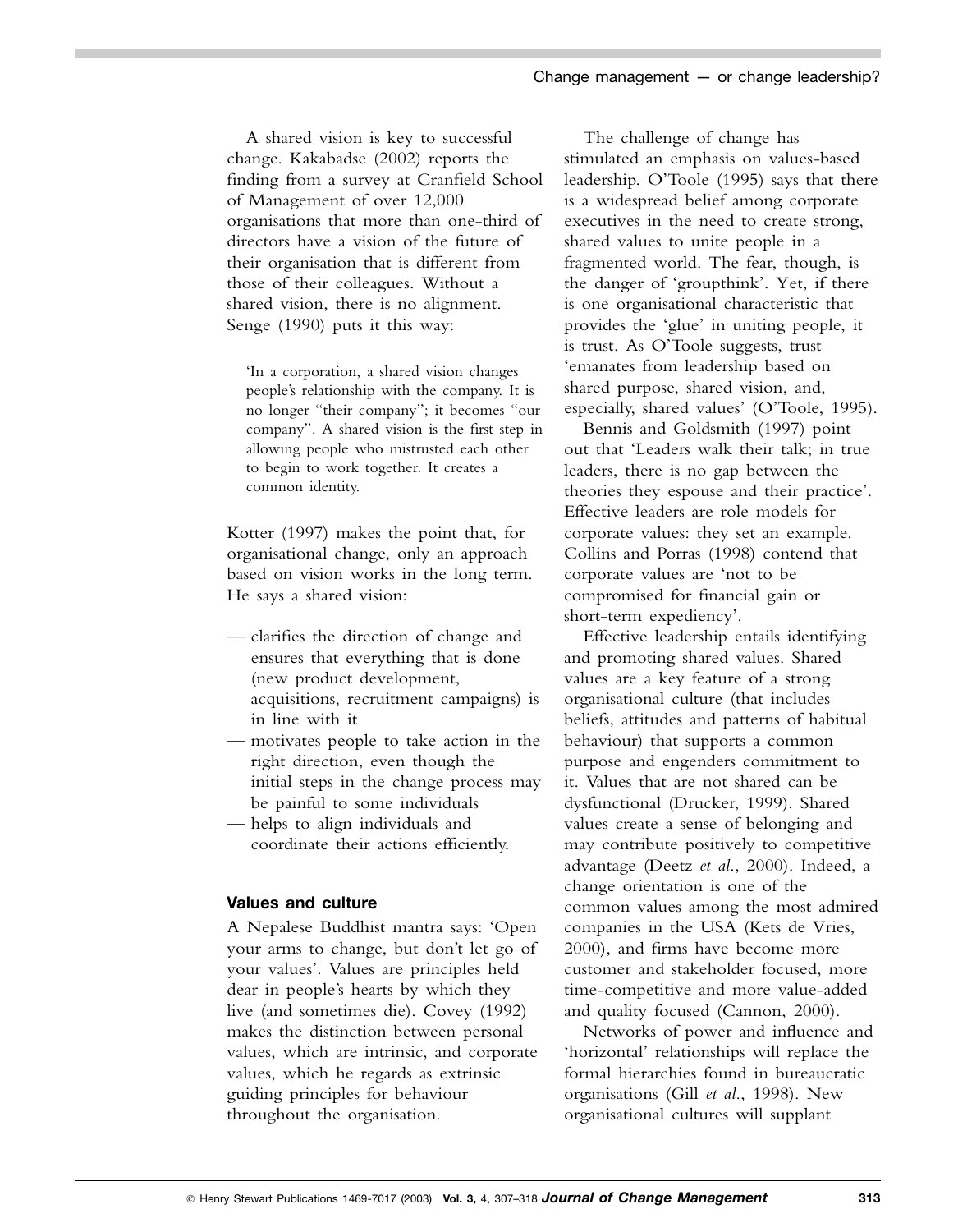A shared vision is key to successful change. Kakabadse (2002) reports the finding from a survey at Cranfield School of Management of over 12,000 organisations that more than one-third of directors have a vision of the future of their organisation that is different from those of their colleagues. Without a shared vision, there is no alignment. Senge (1990) puts it this way:

> 'In a corporation, a shared vision changes people's relationship with the company. It is no longer "their company"; it becomes "our company". A shared vision is the first step in allowing people who mistrusted each other to begin to work together. It creates a common identity.

Kotter (1997) makes the point that, for organisational change, only an approach based on vision works in the long term. He says a shared vision:

- clarifies the direction of change and ensures that everything that is done (new product development, acquisitions, recruitment campaigns) is in line with it
- motivates people to take action in the right direction, even though the initial steps in the change process may be painful to some individuals
- helps to align individuals and coordinate their actions efficiently.

### Values and culture

A Nepalese Buddhist mantra says: 'Open your arms to change, but don't let go of your values'. Values are principles held dear in people's hearts by which they live (and sometimes die). Covey (1992) makes the distinction between personal values, which are intrinsic, and corporate values, which he regards as extrinsic guiding principles for behaviour throughout the organisation.

The challenge of change has stimulated an emphasis on values-based leadership. O'Toole (1995) says that there is a widespread belief among corporate executives in the need to create strong, shared values to unite people in a fragmented world. The fear, though, is the danger of 'groupthink'. Yet, if there is one organisational characteristic that provides the 'glue' in uniting people, it is trust. As O'Toole suggests, trust 'emanates from leadership based on shared purpose, shared vision, and, especially, shared values' (O'Toole, 1995).

Bennis and Goldsmith (1997) point out that 'Leaders walk their talk; in true leaders, there is no gap between the theories they espouse and their practice'. Effective leaders are role models for corporate values: they set an example. Collins and Porras (1998) contend that corporate values are 'not to be compromised for financial gain or short-term expediency'.

Effective leadership entails identifying and promoting shared values. Shared values are a key feature of a strong organisational culture (that includes beliefs, attitudes and patterns of habitual behaviour) that supports a common purpose and engenders commitment to it. Values that are not shared can be dysfunctional (Drucker, 1999). Shared values create a sense of belonging and may contribute positively to competitive advantage (Deetz *et al.*, 2000). Indeed, a change orientation is one of the common values among the most admired companies in the USA (Kets de Vries, 2000), and firms have become more customer and stakeholder focused, more time-competitive and more value-added and quality focused (Cannon, 2000).

Networks of power and influence and 'horizontal' relationships will replace the formal hierarchies found in bureaucratic organisations (Gill *et al.*, 1998). New organisational cultures will supplant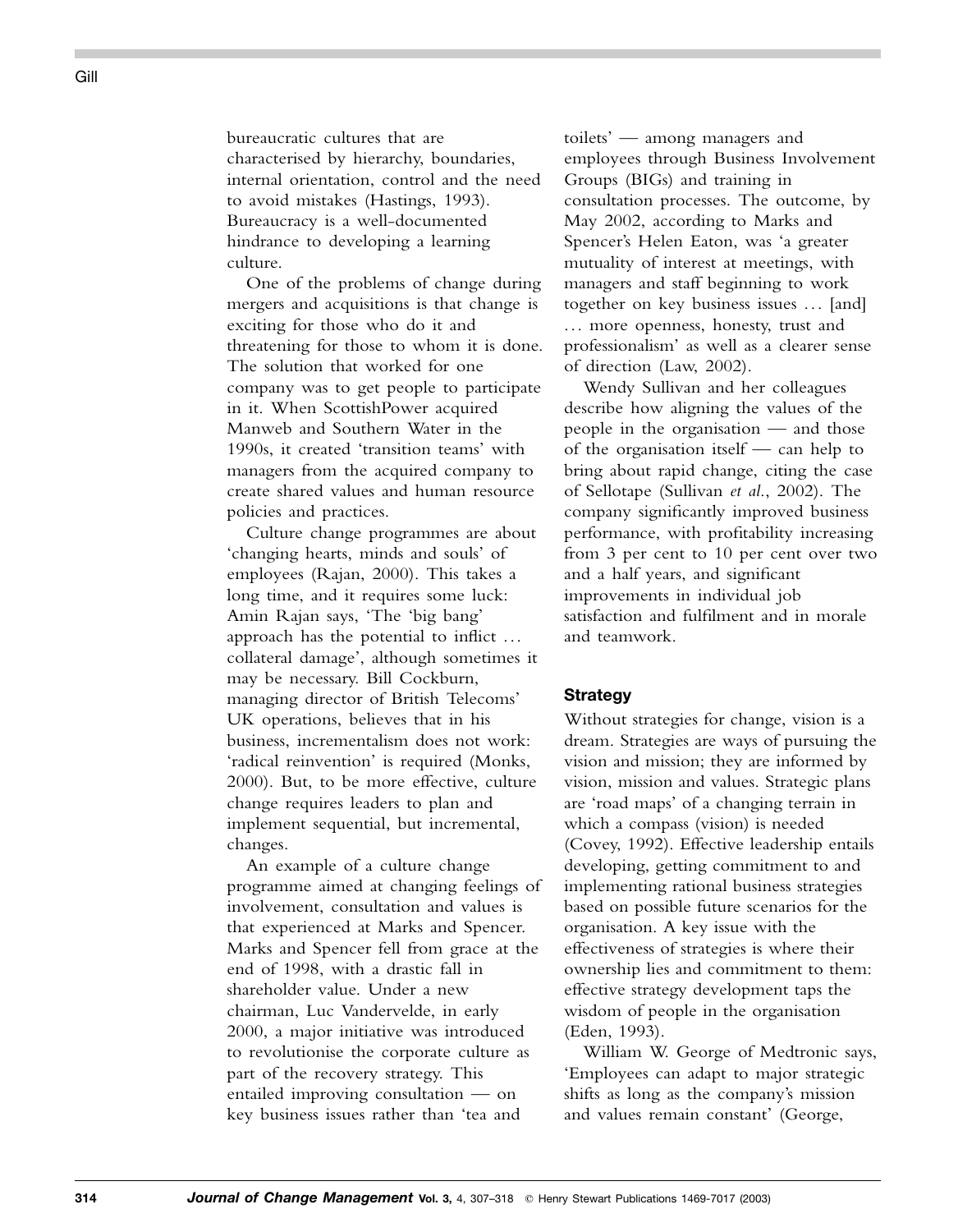bureaucratic cultures that are characterised by hierarchy, boundaries, internal orientation, control and the need to avoid mistakes (Hastings, 1993). Bureaucracy is a well-documented hindrance to developing a learning culture.

One of the problems of change during mergers and acquisitions is that change is exciting for those who do it and threatening for those to whom it is done. The solution that worked for one company was to get people to participate in it. When ScottishPower acquired Manweb and Southern Water in the 1990s, it created 'transition teams' with managers from the acquired company to create shared values and human resource policies and practices.

Culture change programmes are about 'changing hearts, minds and souls' of employees (Rajan, 2000). This takes a long time, and it requires some luck: Amin Rajan says, 'The 'big bang' approach has the potential to inflict ... collateral damage', although sometimes it may be necessary. Bill Cockburn, managing director of British Telecoms' UK operations, believes that in his business, incrementalism does not work: 'radical reinvention' is required (Monks, 2000). But, to be more effective, culture change requires leaders to plan and implement sequential, but incremental, changes.

An example of a culture change programme aimed at changing feelings of involvement, consultation and values is that experienced at Marks and Spencer. Marks and Spencer fell from grace at the end of 1998, with a drastic fall in shareholder value. Under a new chairman, Luc Vandervelde, in early 2000, a major initiative was introduced to revolutionise the corporate culture as part of the recovery strategy. This entailed improving consultation — on key business issues rather than 'tea and toilets' — among managers and employees through Business Involvement Groups (BIGs) and training in consultation processes. The outcome, by May 2002, according to Marks and Spencer's Helen Eaton, was 'a greater mutuality of interest at meetings, with managers and staff beginning to work together on key business issues ... [and] ... more openness, honesty, trust and professionalism' as well as a clearer sense of direction (Law, 2002).

Wendy Sullivan and her colleagues describe how aligning the values of the people in the organisation — and those of the organisation itself — can help to bring about rapid change, citing the case of Sellotape (Sullivan *et al.*, 2002). The company significantly improved business performance, with profitability increasing from 3 per cent to 10 per cent over two and a half years, and significant improvements in individual job satisfaction and fulfilment and in morale and teamwork.

## Strategy

Without strategies for change, vision is a dream. Strategies are ways of pursuing the vision and mission; they are informed by vision, mission and values. Strategic plans are 'road maps' of a changing terrain in which a compass (vision) is needed (Covey, 1992). Effective leadership entails developing, getting commitment to and implementing rational business strategies based on possible future scenarios for the organisation. A key issue with the effectiveness of strategies is where their ownership lies and commitment to them: effective strategy development taps the wisdom of people in the organisation (Eden, 1993).

William W. George of Medtronic says, 'Employees can adapt to major strategic shifts as long as the company's mission and values remain constant' (George,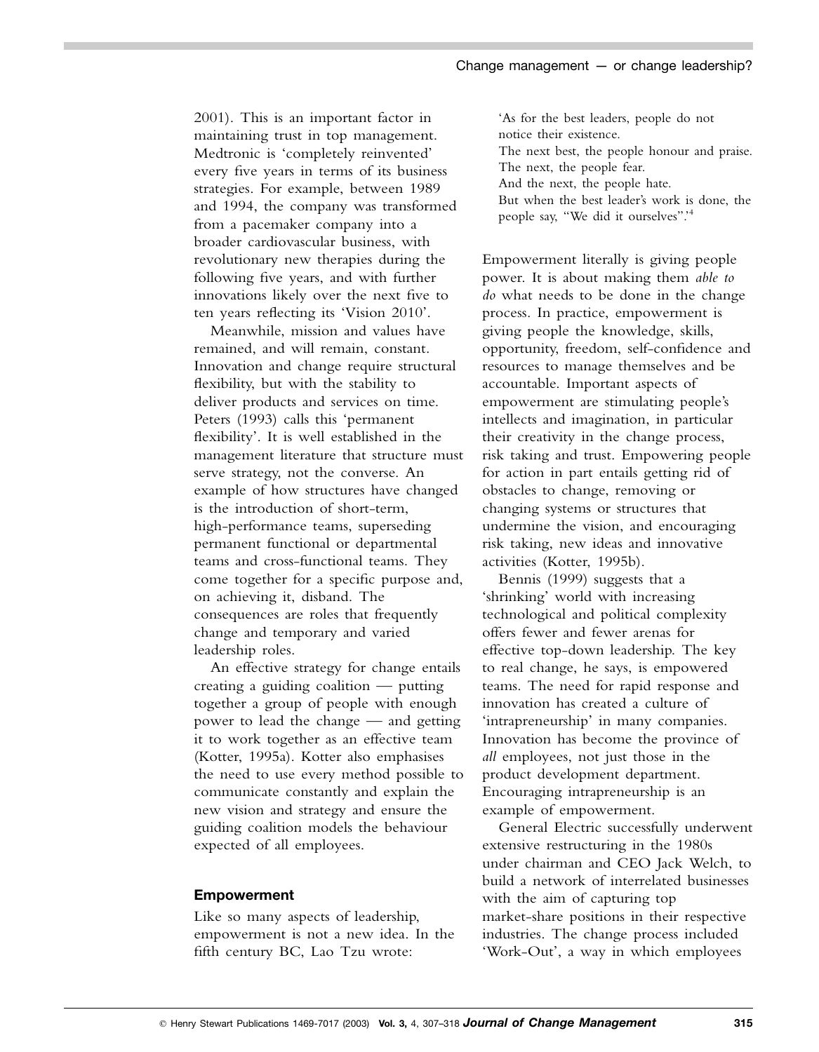2001). This is an important factor in maintaining trust in top management. Medtronic is 'completely reinvented' every five years in terms of its business strategies. For example, between 1989 and 1994, the company was transformed from a pacemaker company into a broader cardiovascular business, with revolutionary new therapies during the following five years, and with further innovations likely over the next five to ten years reflecting its 'Vision 2010'.

Meanwhile, mission and values have remained, and will remain, constant. Innovation and change require structural flexibility, but with the stability to deliver products and services on time. Peters (1993) calls this 'permanent flexibility'. It is well established in the management literature that structure must serve strategy, not the converse. An example of how structures have changed is the introduction of short-term, high-performance teams, superseding permanent functional or departmental teams and cross-functional teams. They come together for a specific purpose and, on achieving it, disband. The consequences are roles that frequently change and temporary and varied leadership roles.

An effective strategy for change entails creating a guiding coalition — putting together a group of people with enough power to lead the change — and getting it to work together as an effective team (Kotter, 1995a). Kotter also emphasises the need to use every method possible to communicate constantly and explain the new vision and strategy and ensure the guiding coalition models the behaviour expected of all employees.

### Empowerment

Like so many aspects of leadership, empowerment is not a new idea. In the fifth century BC, Lao Tzu wrote:

> 'As for the best leaders, people do not notice their existence.
> The next best, the people honour and praise.
> The next, the people fear.
> And the next, the people hate.
> But when the best leader's work is done, the people say, "We did it ourselves".'[4]

Empowerment literally is giving people power. It is about making them *able to do* what needs to be done in the change process. In practice, empowerment is giving people the knowledge, skills, opportunity, freedom, self-confidence and resources to manage themselves and be accountable. Important aspects of empowerment are stimulating people's intellects and imagination, in particular their creativity in the change process, risk taking and trust. Empowering people for action in part entails getting rid of obstacles to change, removing or changing systems or structures that undermine the vision, and encouraging risk taking, new ideas and innovative activities (Kotter, 1995b).

Bennis (1999) suggests that a 'shrinking' world with increasing technological and political complexity offers fewer and fewer arenas for effective top-down leadership. The key to real change, he says, is empowered teams. The need for rapid response and innovation has created a culture of 'intrapreneurship' in many companies. Innovation has become the province of *all* employees, not just those in the product development department. Encouraging intrapreneurship is an example of empowerment.

General Electric successfully underwent extensive restructuring in the 1980s under chairman and CEO Jack Welch, to build a network of interrelated businesses with the aim of capturing top market-share positions in their respective industries. The change process included 'Work-Out', a way in which employees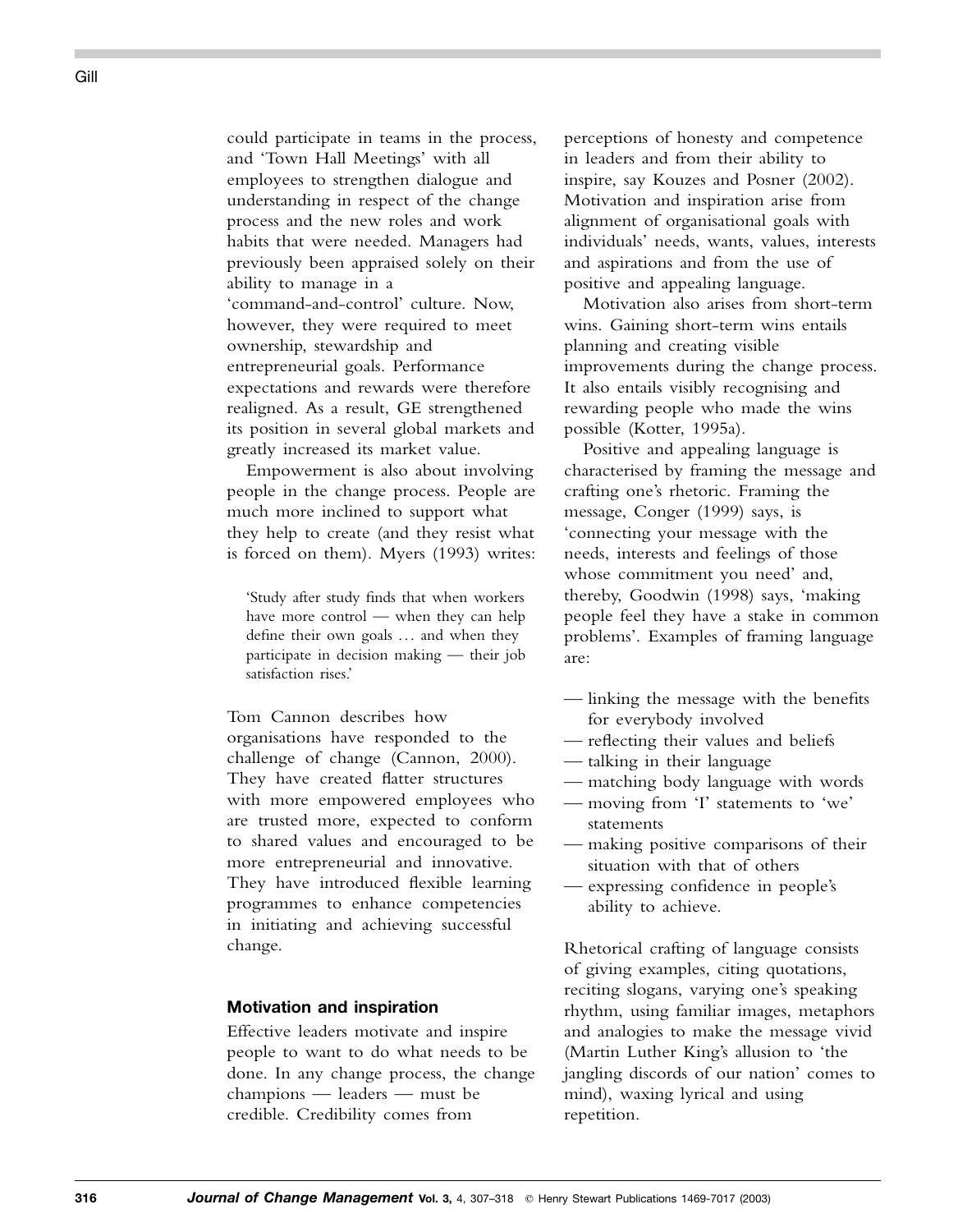could participate in teams in the process, and 'Town Hall Meetings' with all employees to strengthen dialogue and understanding in respect of the change process and the new roles and work habits that were needed. Managers had previously been appraised solely on their ability to manage in a 'command-and-control' culture. Now, however, they were required to meet ownership, stewardship and entrepreneurial goals. Performance expectations and rewards were therefore realigned. As a result, GE strengthened its position in several global markets and greatly increased its market value.

Empowerment is also about involving people in the change process. People are much more inclined to support what they help to create (and they resist what is forced on them). Myers (1993) writes:

> 'Study after study finds that when workers have more control — when they can help define their own goals … and when they participate in decision making — their job satisfaction rises.'

Tom Cannon describes how organisations have responded to the challenge of change (Cannon, 2000). They have created flatter structures with more empowered employees who are trusted more, expected to conform to shared values and encouraged to be more entrepreneurial and innovative. They have introduced flexible learning programmes to enhance competencies in initiating and achieving successful change.

### Motivation and inspiration

Effective leaders motivate and inspire people to want to do what needs to be done. In any change process, the change champions — leaders — must be credible. Credibility comes from perceptions of honesty and competence in leaders and from their ability to inspire, say Kouzes and Posner (2002). Motivation and inspiration arise from alignment of organisational goals with individuals' needs, wants, values, interests and aspirations and from the use of positive and appealing language.

Motivation also arises from short-term wins. Gaining short-term wins entails planning and creating visible improvements during the change process. It also entails visibly recognising and rewarding people who made the wins possible (Kotter, 1995a).

Positive and appealing language is characterised by framing the message and crafting one's rhetoric. Framing the message, Conger (1999) says, is 'connecting your message with the needs, interests and feelings of those whose commitment you need' and, thereby, Goodwin (1998) says, 'making people feel they have a stake in common problems'. Examples of framing language are:

- linking the message with the benefits for everybody involved
- reflecting their values and beliefs
- talking in their language
- matching body language with words
- moving from 'I' statements to 'we' statements
- making positive comparisons of their situation with that of others
- expressing confidence in people's ability to achieve.

Rhetorical crafting of language consists of giving examples, citing quotations, reciting slogans, varying one's speaking rhythm, using familiar images, metaphors and analogies to make the message vivid (Martin Luther King's allusion to 'the jangling discords of our nation' comes to mind), waxing lyrical and using repetition.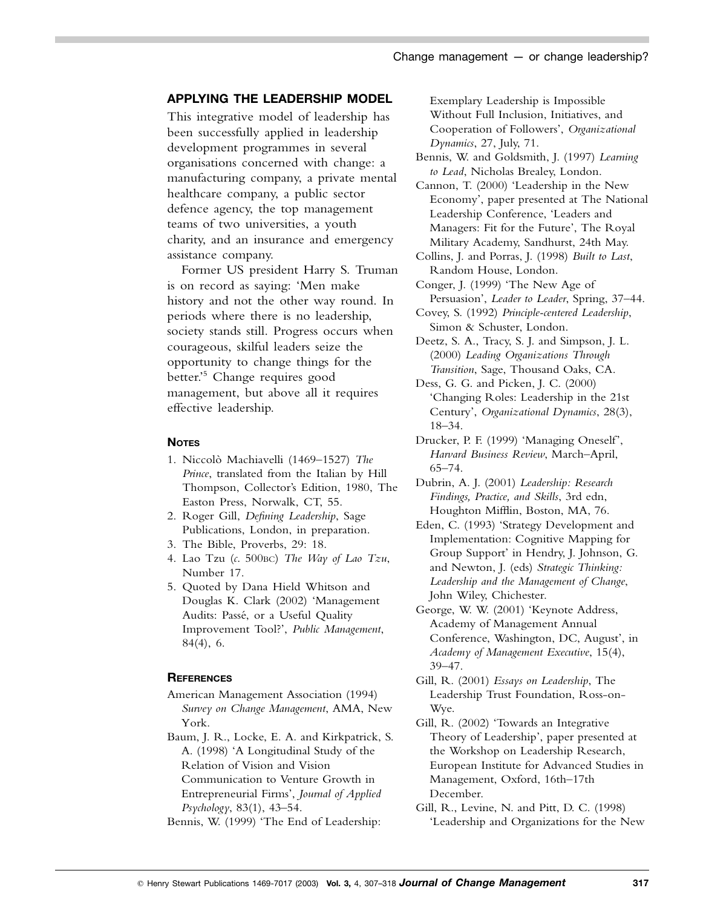## APPLYING THE LEADERSHIP MODEL

This integrative model of leadership has been successfully applied in leadership development programmes in several organisations concerned with change: a manufacturing company, a private mental healthcare company, a public sector defence agency, the top management teams of two universities, a youth charity, and an insurance and emergency assistance company.

Former US president Harry S. Truman is on record as saying: 'Men make history and not the other way round. In periods where there is no leadership, society stands still. Progress occurs when courageous, skilful leaders seize the opportunity to change things for the better.'[5] Change requires good management, but above all it requires effective leadership.

### NOTES

1. Niccolò Machiavelli (1469–1527) *The Prince*, translated from the Italian by Hill Thompson, Collector's Edition, 1980, The Easton Press, Norwalk, CT, 55.
2. Roger Gill, *Defining Leadership*, Sage Publications, London, in preparation.
3. The Bible, Proverbs, 29: 18.
4. Lao Tzu (*c.* 500BC) *The Way of Lao Tzu*, Number 17.
5. Quoted by Dana Hield Whitson and Douglas K. Clark (2002) 'Management Audits: Passé, or a Useful Quality Improvement Tool?', *Public Management*, 84(4), 6.

### REFERENCES

American Management Association (1994) *Survey on Change Management*, AMA, New York.

Baum, J. R., Locke, E. A. and Kirkpatrick, S. A. (1998) 'A Longitudinal Study of the Relation of Vision and Vision Communication to Venture Growth in Entrepreneurial Firms', *Journal of Applied Psychology*, 83(1), 43–54.

Bennis, W. (1999) 'The End of Leadership: Exemplary Leadership is Impossible Without Full Inclusion, Initiatives, and Cooperation of Followers', *Organizational Dynamics*, 27, July, 71.

Bennis, W. and Goldsmith, J. (1997) *Learning to Lead*, Nicholas Brealey, London.

Cannon, T. (2000) 'Leadership in the New Economy', paper presented at The National Leadership Conference, 'Leaders and Managers: Fit for the Future', The Royal Military Academy, Sandhurst, 24th May.

Collins, J. and Porras, J. (1998) *Built to Last*, Random House, London.

Conger, J. (1999) 'The New Age of Persuasion', *Leader to Leader*, Spring, 37–44.

Covey, S. (1992) *Principle-centered Leadership*, Simon & Schuster, London.

Deetz, S. A., Tracy, S. J. and Simpson, J. L. (2000) *Leading Organizations Through Transition*, Sage, Thousand Oaks, CA.

Dess, G. G. and Picken, J. C. (2000) 'Changing Roles: Leadership in the 21st Century', *Organizational Dynamics*, 28(3), 18–34.

Drucker, P. F. (1999) 'Managing Oneself', *Harvard Business Review*, March–April, 65–74.

Dubrin, A. J. (2001) *Leadership: Research Findings, Practice, and Skills*, 3rd edn, Houghton Mifflin, Boston, MA, 76.

Eden, C. (1993) 'Strategy Development and Implementation: Cognitive Mapping for Group Support' in Hendry, J. Johnson, G. and Newton, J. (eds) *Strategic Thinking: Leadership and the Management of Change*, John Wiley, Chichester.

George, W. W. (2001) 'Keynote Address, Academy of Management Annual Conference, Washington, DC, August', in *Academy of Management Executive*, 15(4), 39–47.

Gill, R. (2001) *Essays on Leadership*, The Leadership Trust Foundation, Ross-on-Wye.

Gill, R. (2002) 'Towards an Integrative Theory of Leadership', paper presented at the Workshop on Leadership Research, European Institute for Advanced Studies in Management, Oxford, 16th–17th December.

Gill, R., Levine, N. and Pitt, D. C. (1998) 'Leadership and Organizations for the New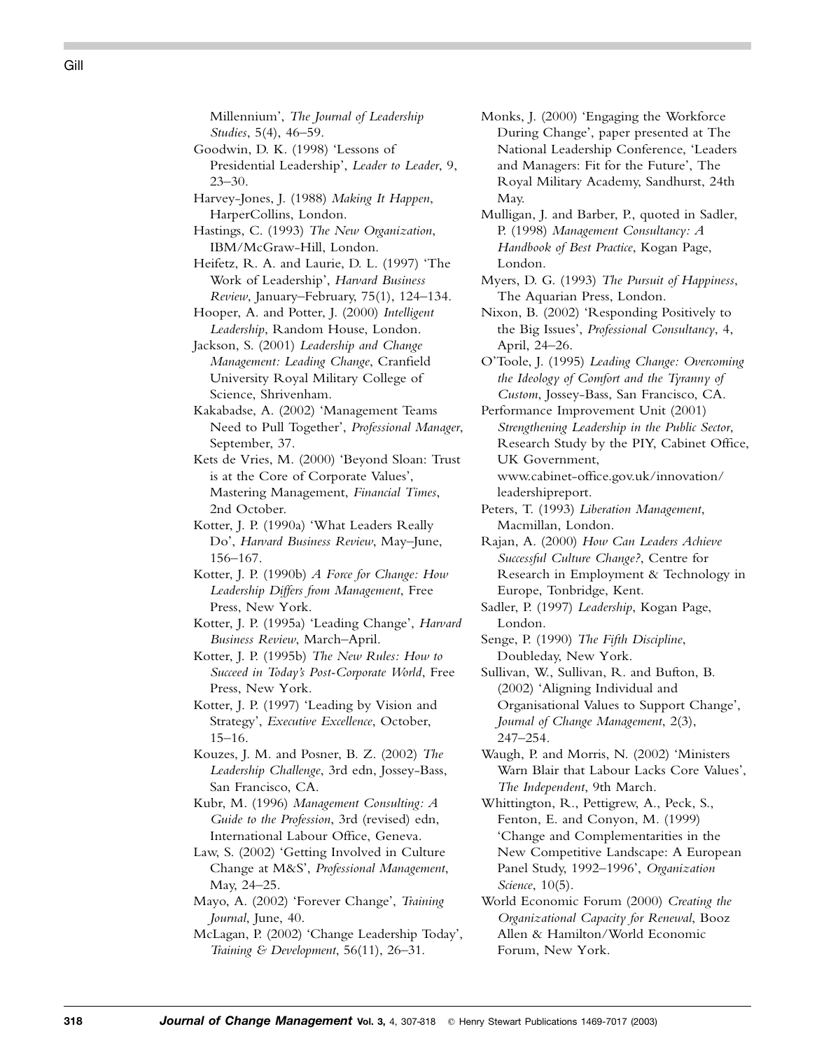Millennium', *The Journal of Leadership Studies*, 5(4), 46–59.

Goodwin, D. K. (1998) 'Lessons of Presidential Leadership', *Leader to Leader*, 9, 23–30.

Harvey-Jones, J. (1988) *Making It Happen*, HarperCollins, London.

Hastings, C. (1993) *The New Organization*, IBM/McGraw-Hill, London.

Heifetz, R. A. and Laurie, D. L. (1997) 'The Work of Leadership', *Harvard Business Review*, January–February, 75(1), 124–134.

Hooper, A. and Potter, J. (2000) *Intelligent Leadership*, Random House, London.

Jackson, S. (2001) *Leadership and Change Management: Leading Change*, Cranfield University Royal Military College of Science, Shrivenham.

Kakabadse, A. (2002) 'Management Teams Need to Pull Together', *Professional Manager*, September, 37.

Kets de Vries, M. (2000) 'Beyond Sloan: Trust is at the Core of Corporate Values', Mastering Management, *Financial Times*, 2nd October.

Kotter, J. P. (1990a) 'What Leaders Really Do', *Harvard Business Review*, May–June, 156–167.

Kotter, J. P. (1990b) *A Force for Change: How Leadership Differs from Management*, Free Press, New York.

Kotter, J. P. (1995a) 'Leading Change', *Harvard Business Review*, March–April.

Kotter, J. P. (1995b) *The New Rules: How to Succeed in Today's Post-Corporate World*, Free Press, New York.

Kotter, J. P. (1997) 'Leading by Vision and Strategy', *Executive Excellence*, October, 15–16.

Kouzes, J. M. and Posner, B. Z. (2002) *The Leadership Challenge*, 3rd edn, Jossey-Bass, San Francisco, CA.

Kubr, M. (1996) *Management Consulting: A Guide to the Profession*, 3rd (revised) edn, International Labour Office, Geneva.

Law, S. (2002) 'Getting Involved in Culture Change at M&S', *Professional Management*, May, 24–25.

Mayo, A. (2002) 'Forever Change', *Training Journal*, June, 40.

McLagan, P. (2002) 'Change Leadership Today', *Training & Development*, 56(11), 26–31.

Monks, J. (2000) 'Engaging the Workforce During Change', paper presented at The National Leadership Conference, 'Leaders and Managers: Fit for the Future', The Royal Military Academy, Sandhurst, 24th May.

Mulligan, J. and Barber, P., quoted in Sadler, P. (1998) *Management Consultancy: A Handbook of Best Practice*, Kogan Page, London.

Myers, D. G. (1993) *The Pursuit of Happiness*, The Aquarian Press, London.

Nixon, B. (2002) 'Responding Positively to the Big Issues', *Professional Consultancy*, 4, April, 24–26.

O'Toole, J. (1995) *Leading Change: Overcoming the Ideology of Comfort and the Tyranny of Custom*, Jossey-Bass, San Francisco, CA.

Performance Improvement Unit (2001) *Strengthening Leadership in the Public Sector*, Research Study by the PIY, Cabinet Office, UK Government, www.cabinet-office.gov.uk/innovation/leadershipreport.

Peters, T. (1993) *Liberation Management*, Macmillan, London.

Rajan, A. (2000) *How Can Leaders Achieve Successful Culture Change?*, Centre for Research in Employment & Technology in Europe, Tonbridge, Kent.

Sadler, P. (1997) *Leadership*, Kogan Page, London.

Senge, P. (1990) *The Fifth Discipline*, Doubleday, New York.

Sullivan, W., Sullivan, R. and Bufton, B. (2002) 'Aligning Individual and Organisational Values to Support Change', *Journal of Change Management*, 2(3), 247–254.

Waugh, P. and Morris, N. (2002) 'Ministers Warn Blair that Labour Lacks Core Values', *The Independent*, 9th March.

Whittington, R., Pettigrew, A., Peck, S., Fenton, E. and Conyon, M. (1999) 'Change and Complementarities in the New Competitive Landscape: A European Panel Study, 1992–1996', *Organization Science*, 10(5).

World Economic Forum (2000) *Creating the Organizational Capacity for Renewal*, Booz Allen & Hamilton/World Economic Forum, New York.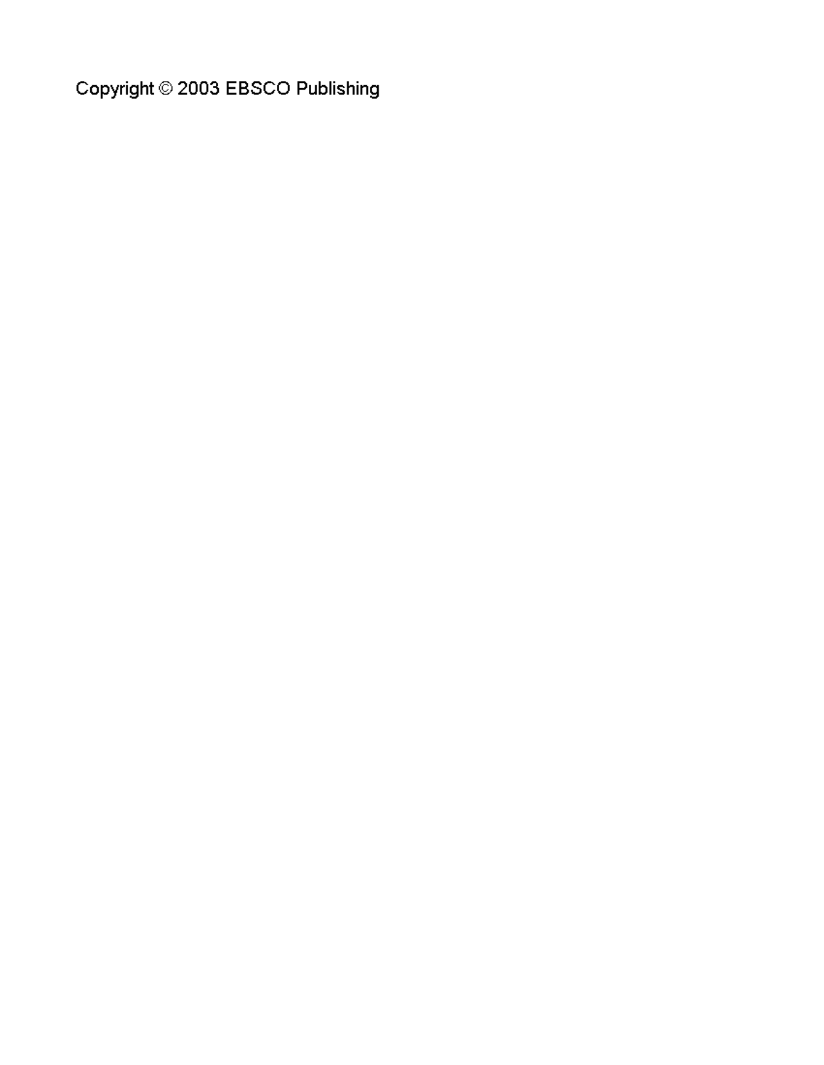Copyright © 2003 EBSCO Publishing